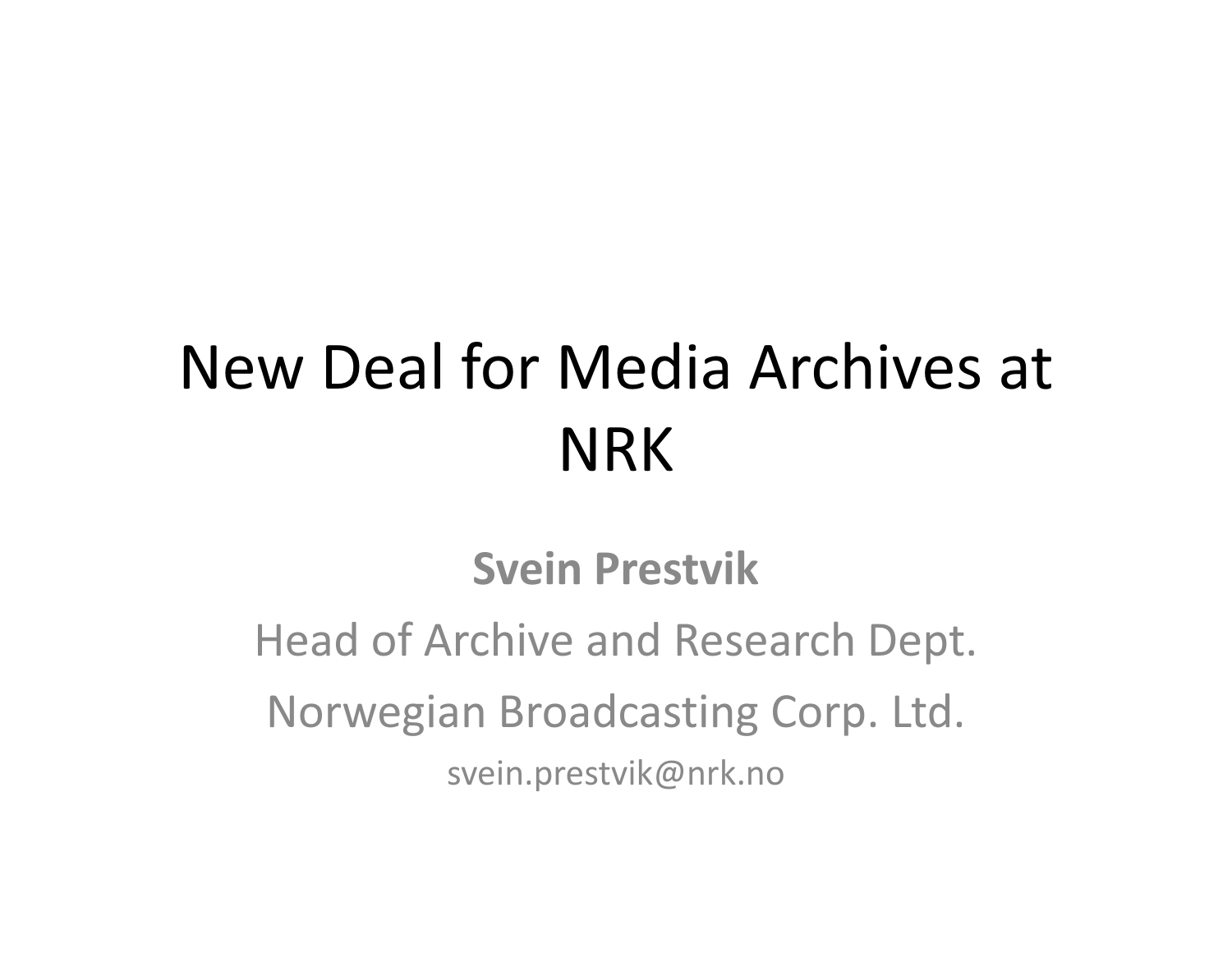# New Deal for Media Archives at NRK

**Svein Prestvik**

Head of Archive and Research Dept.

Norwegian Broadcasting Corp. Ltd.

svein.prestvik@nrk.no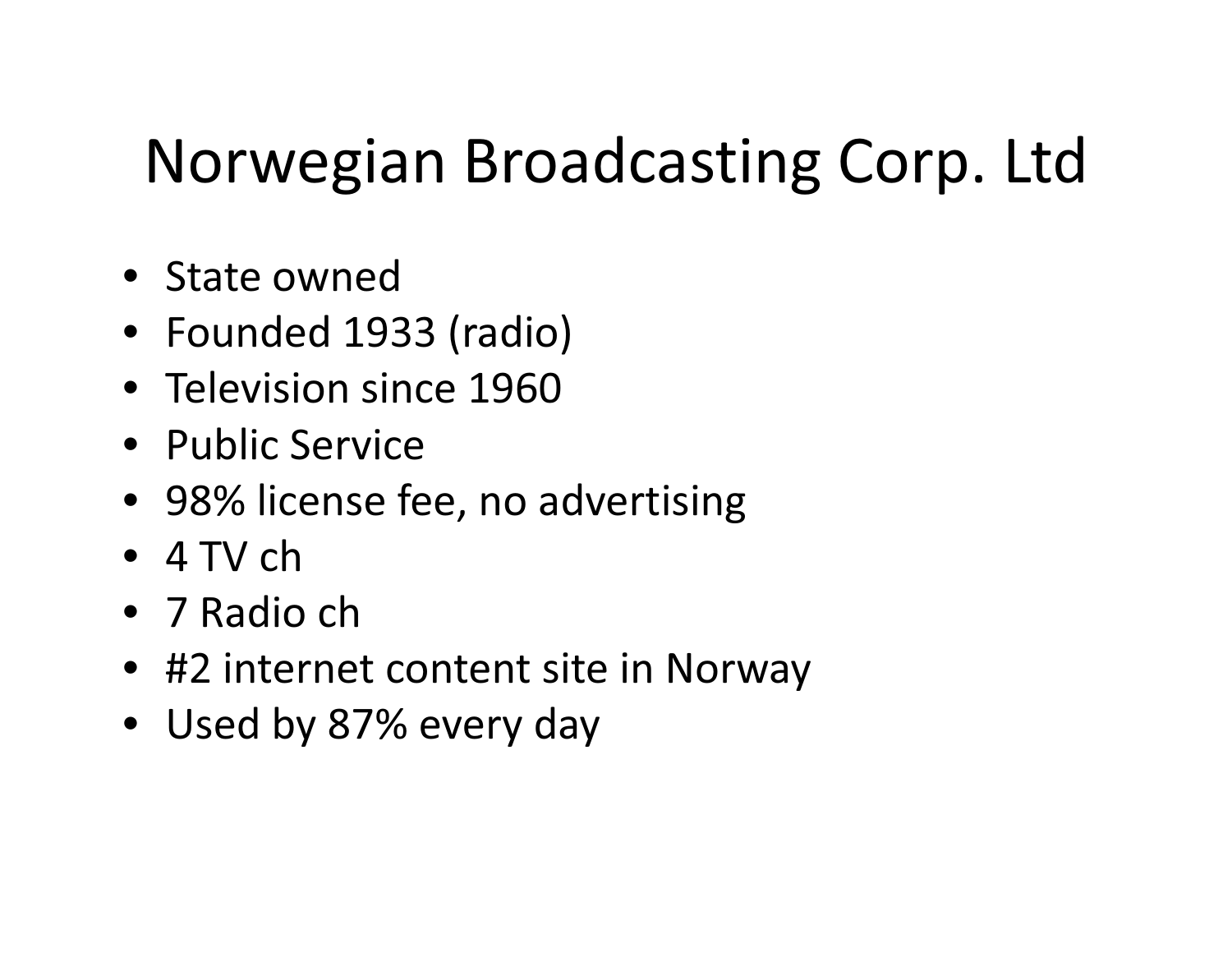# Norwegian Broadcasting Corp. Ltd

- State owned
- Founded 1933 (radio)
- Television since 1960
- Public Service
- 98% license fee, no advertising
- 4 TV ch
- 7 Radio ch
- #2 internet content site in Norway
- Used by 87% every day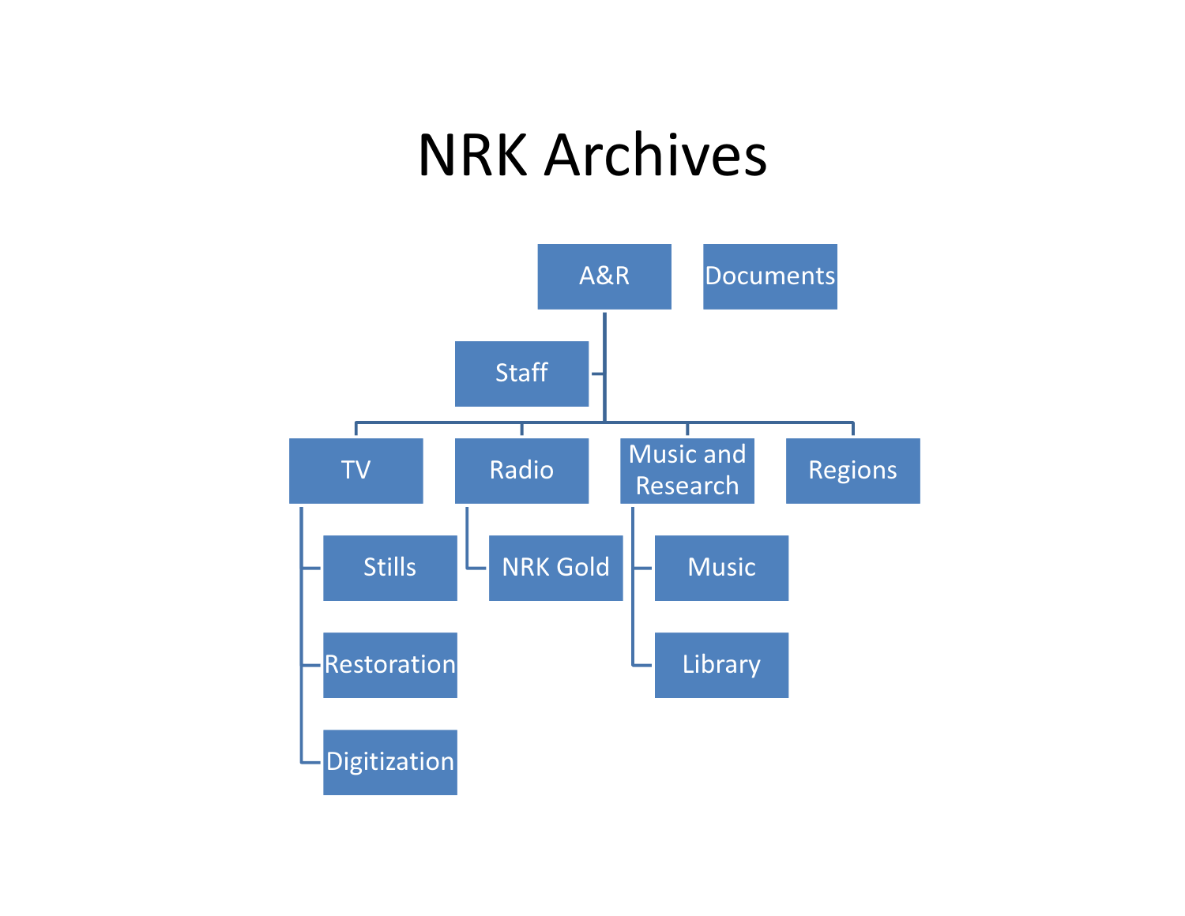# NRK Archives

- A&R
  - Staff
  - TV
    - Stills
    - Restoration
    - Digitization
  - Radio
    - NRK Gold
  - Music and Research
    - Music
    - Library
  - Regions
- Documents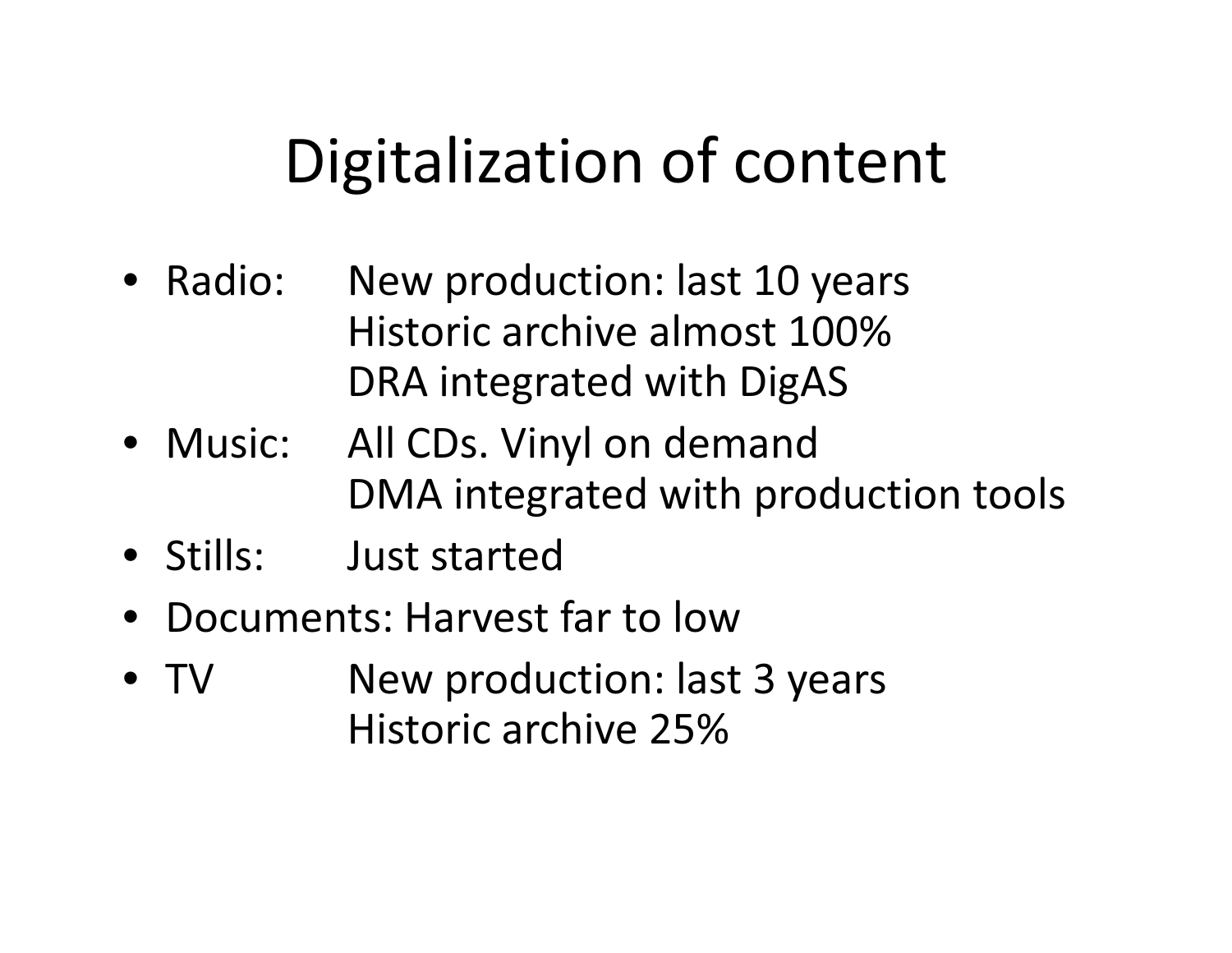# Digitalization of content

- Radio: New production: last 10 years
  Historic archive almost 100%
  DRA integrated with DigAS
- Music: All CDs. Vinyl on demand
  DMA integrated with production tools
- Stills: Just started
- Documents: Harvest far to low
- TV New production: last 3 years
  Historic archive 25%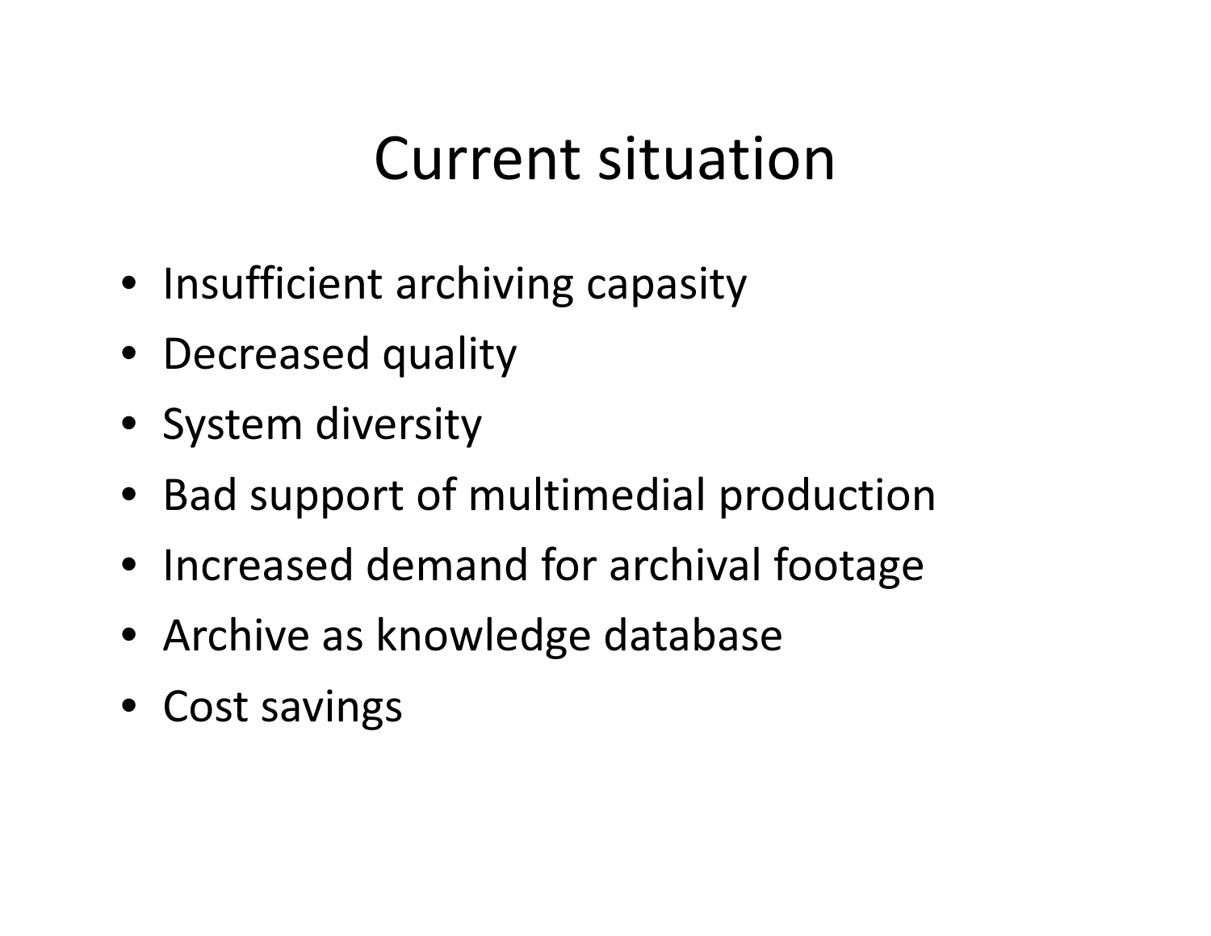# Current situation

- Insufficient archiving capasity
- Decreased quality
- System diversity
- Bad support of multimedial production
- Increased demand for archival footage
- Archive as knowledge database
- Cost savings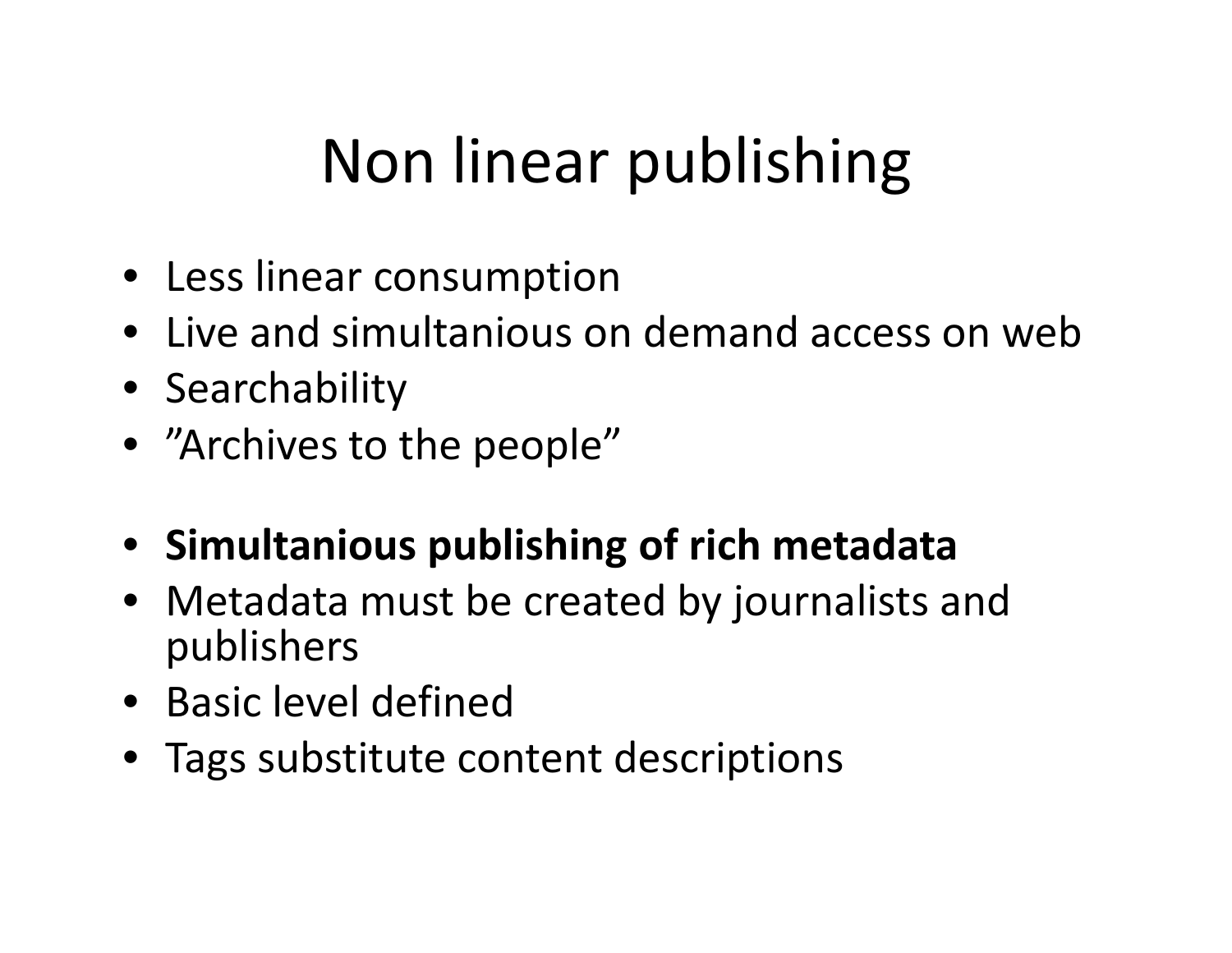# Non linear publishing

- Less linear consumption
- Live and simultanious on demand access on web
- Searchability
- ”Archives to the people”

- **Simultanious publishing of rich metadata**
- Metadata must be created by journalists and publishers
- Basic level defined
- Tags substitute content descriptions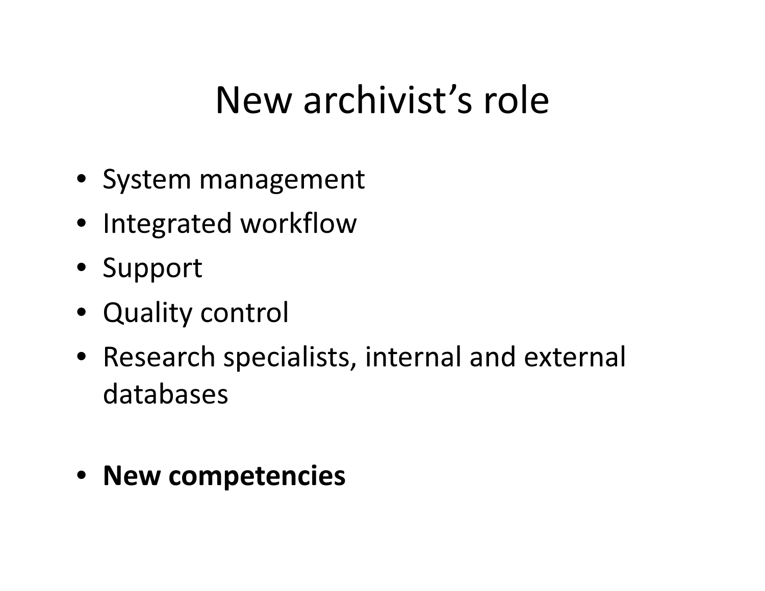# New archivist's role

- System management
- Integrated workflow
- Support
- Quality control
- Research specialists, internal and external databases

- **New competencies**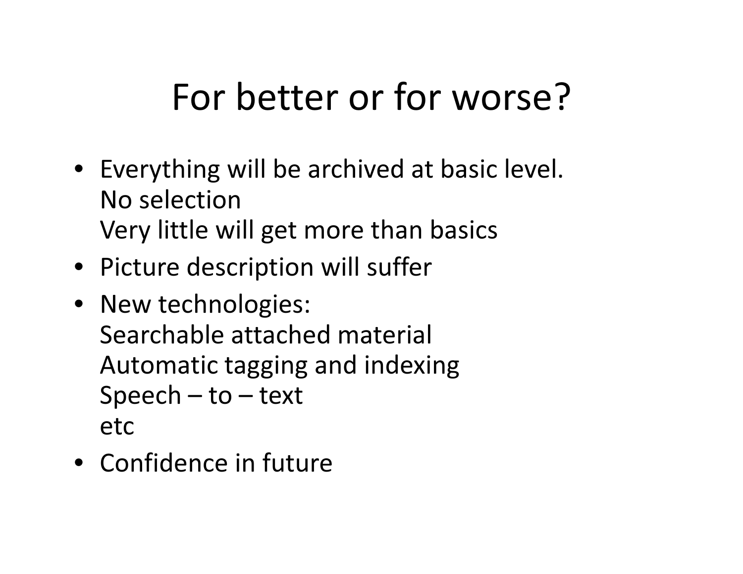# For better or for worse?

- Everything will be archived at basic level.
  No selection
  Very little will get more than basics
- Picture description will suffer
- New technologies:
  Searchable attached material
  Automatic tagging and indexing
  Speech – to – text
  etc
- Confidence in future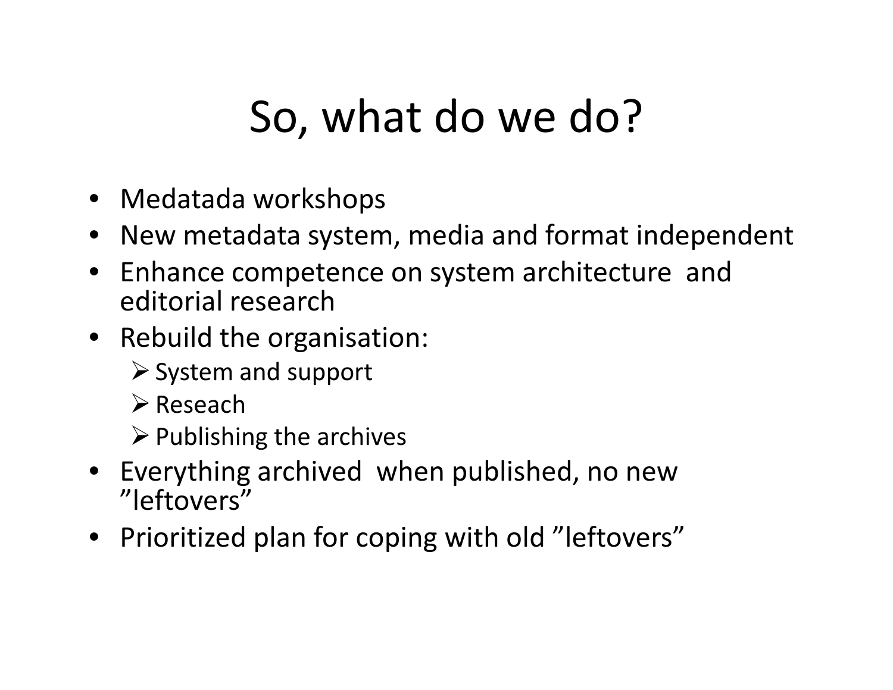# So, what do we do?

- Medatada workshops
- New metadata system, media and format independent
- Enhance competence on system architecture and editorial research
- Rebuild the organisation:
  - System and support
  - Reseach
  - Publishing the archives
- Everything archived when published, no new ”leftovers”
- Prioritized plan for coping with old ”leftovers”